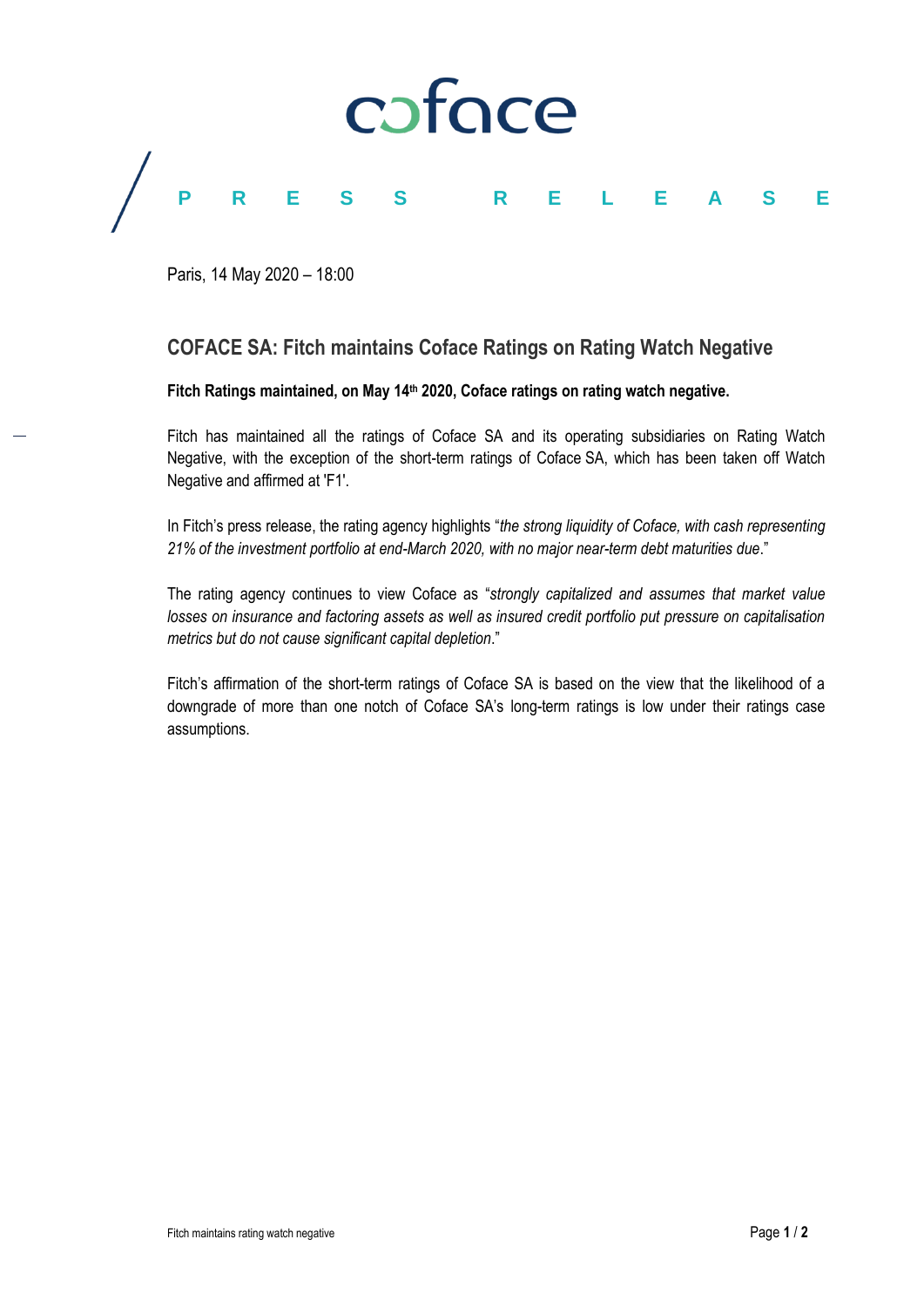PRESS RELEASE

Paris, 14 May 2020 – 18:00

## COFACE SA: Fitch maintains Coface Ratings on Rating Watch Negative

**Fitch Ratings maintained, on May 14th 2020, Coface ratings on rating watch negative.**

Fitch has maintained all the ratings of Coface SA and its operating subsidiaries on Rating Watch Negative, with the exception of the short-term ratings of Coface SA, which has been taken off Watch Negative and affirmed at 'F1'.

In Fitch's press release, the rating agency highlights "*the strong liquidity of Coface, with cash representing 21% of the investment portfolio at end-March 2020, with no major near-term debt maturities due*."

The rating agency continues to view Coface as "*strongly capitalized and assumes that market value losses on insurance and factoring assets as well as insured credit portfolio put pressure on capitalisation metrics but do not cause significant capital depletion*."

Fitch's affirmation of the short-term ratings of Coface SA is based on the view that the likelihood of a downgrade of more than one notch of Coface SA's long-term ratings is low under their ratings case assumptions.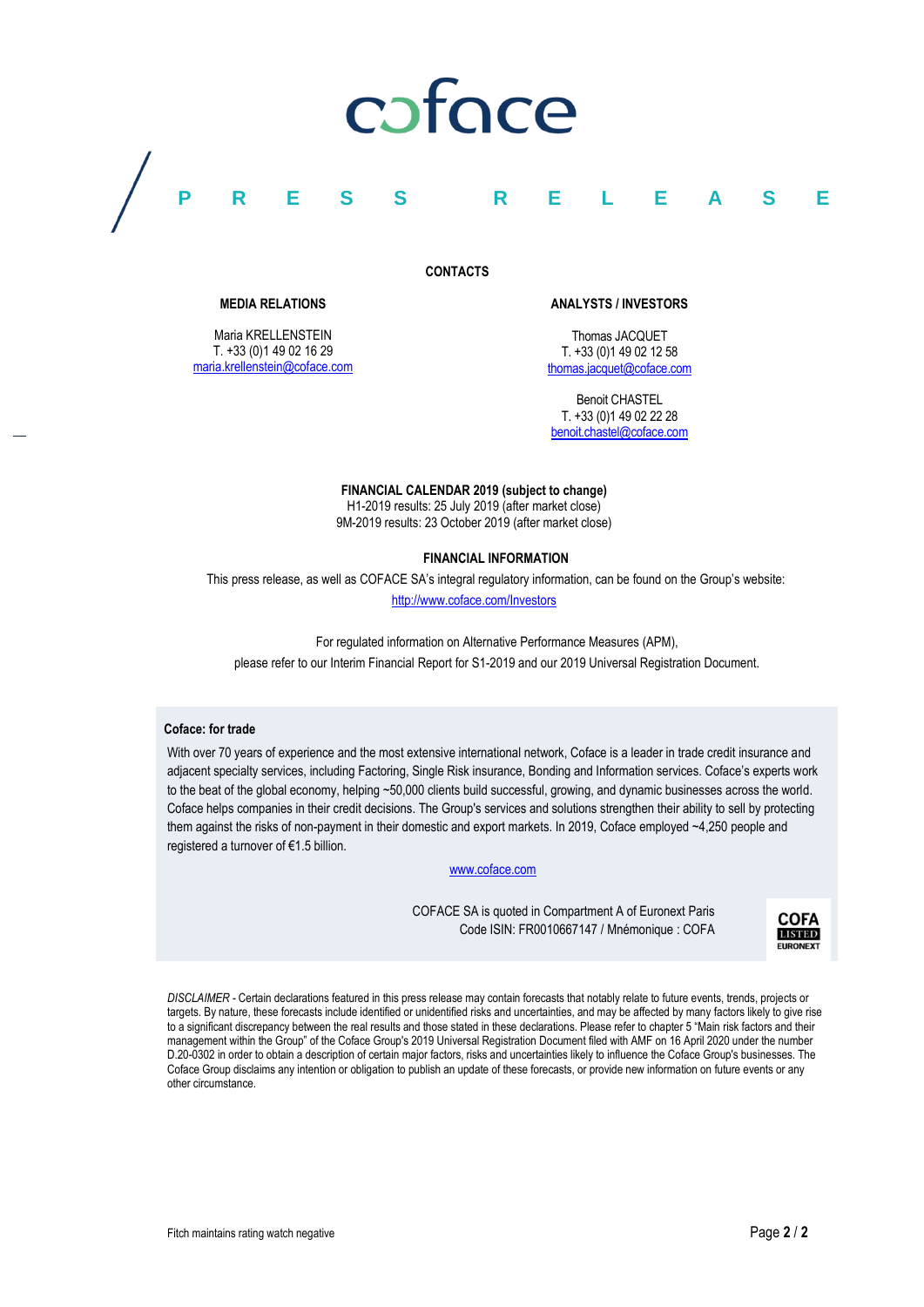coface

P R E S S R E L E A S E

**CONTACTS**

**MEDIA RELATIONS**

Maria KRELLENSTEIN
T. +33 (0)1 49 02 16 29
maria.krellenstein@coface.com

**ANALYSTS / INVESTORS**

Thomas JACQUET
T. +33 (0)1 49 02 12 58
thomas.jacquet@coface.com

Benoit CHASTEL
T. +33 (0)1 49 02 22 28
benoit.chastel@coface.com

**FINANCIAL CALENDAR 2019 (subject to change)**
H1-2019 results: 25 July 2019 (after market close)
9M-2019 results: 23 October 2019 (after market close)

**FINANCIAL INFORMATION**

This press release, as well as COFACE SA's integral regulatory information, can be found on the Group's website:
http://www.coface.com/Investors

For regulated information on Alternative Performance Measures (APM),
please refer to our Interim Financial Report for S1-2019 and our 2019 Universal Registration Document.

**Coface: for trade**

With over 70 years of experience and the most extensive international network, Coface is a leader in trade credit insurance and adjacent specialty services, including Factoring, Single Risk insurance, Bonding and Information services. Coface's experts work to the beat of the global economy, helping ~50,000 clients build successful, growing, and dynamic businesses across the world. Coface helps companies in their credit decisions. The Group's services and solutions strengthen their ability to sell by protecting them against the risks of non-payment in their domestic and export markets. In 2019, Coface employed ~4,250 people and registered a turnover of €1.5 billion.

www.coface.com

COFACE SA is quoted in Compartment A of Euronext Paris
Code ISIN: FR0010667147 / Mnémonique : COFA

COFA LISTED EURONEXT

*DISCLAIMER* - Certain declarations featured in this press release may contain forecasts that notably relate to future events, trends, projects or targets. By nature, these forecasts include identified or unidentified risks and uncertainties, and may be affected by many factors likely to give rise to a significant discrepancy between the real results and those stated in these declarations. Please refer to chapter 5 "Main risk factors and their management within the Group" of the Coface Group's 2019 Universal Registration Document filed with AMF on 16 April 2020 under the number D.20-0302 in order to obtain a description of certain major factors, risks and uncertainties likely to influence the Coface Group's businesses. The Coface Group disclaims any intention or obligation to publish an update of these forecasts, or provide new information on future events or any other circumstance.